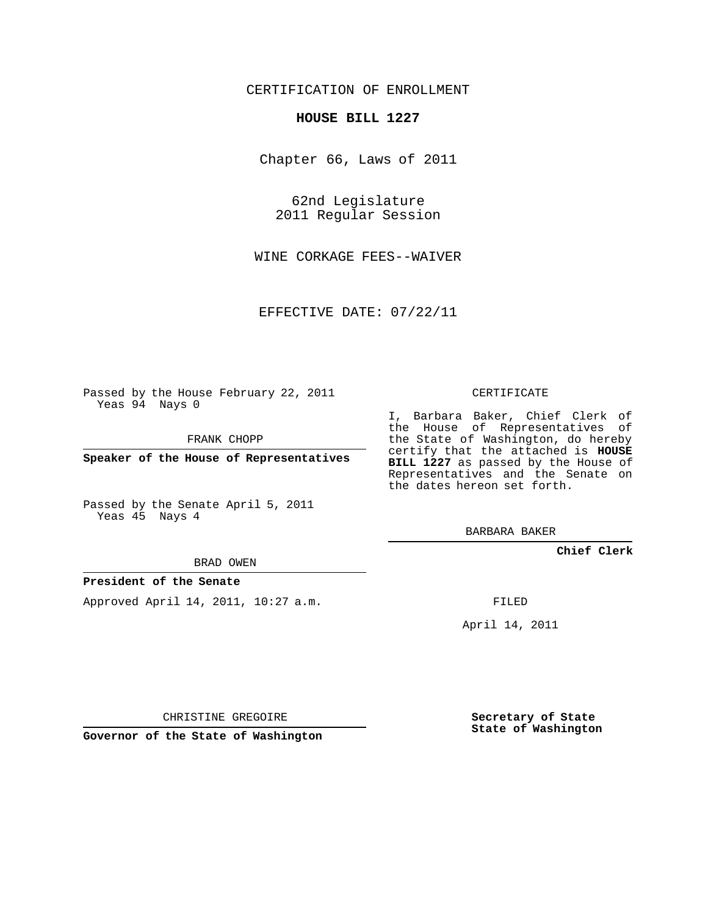CERTIFICATION OF ENROLLMENT

**HOUSE BILL 1227**

Chapter 66, Laws of 2011

62nd Legislature
2011 Regular Session

WINE CORKAGE FEES--WAIVER

EFFECTIVE DATE: 07/22/11

Passed by the House February 22, 2011
Yeas 94 Nays 0

FRANK CHOPP

**Speaker of the House of Representatives**

Passed by the Senate April 5, 2011
Yeas 45 Nays 4

BRAD OWEN

**President of the Senate**

Approved April 14, 2011, 10:27 a.m.

CHRISTINE GREGOIRE

**Governor of the State of Washington**

CERTIFICATE

I, Barbara Baker, Chief Clerk of the House of Representatives of the State of Washington, do hereby certify that the attached is **HOUSE BILL 1227** as passed by the House of Representatives and the Senate on the dates hereon set forth.

BARBARA BAKER

**Chief Clerk**

FILED

April 14, 2011

**Secretary of State**
**State of Washington**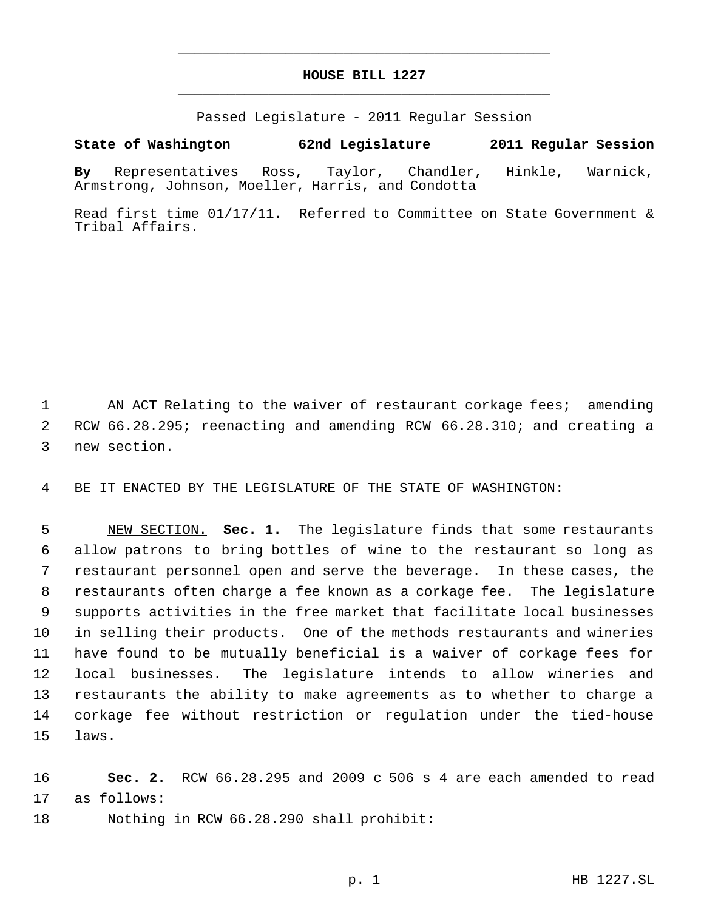# HOUSE BILL 1227

Passed Legislature - 2011 Regular Session

**State of Washington 62nd Legislature 2011 Regular Session**

**By** Representatives Ross, Taylor, Chandler, Hinkle, Warnick, Armstrong, Johnson, Moeller, Harris, and Condotta

Read first time 01/17/11. Referred to Committee on State Government & Tribal Affairs.

1 AN ACT Relating to the waiver of restaurant corkage fees; amending
2 RCW 66.28.295; reenacting and amending RCW 66.28.310; and creating a
3 new section.

4 BE IT ENACTED BY THE LEGISLATURE OF THE STATE OF WASHINGTON:

5 NEW SECTION. **Sec. 1.** The legislature finds that some restaurants
6 allow patrons to bring bottles of wine to the restaurant so long as
7 restaurant personnel open and serve the beverage. In these cases, the
8 restaurants often charge a fee known as a corkage fee. The legislature
9 supports activities in the free market that facilitate local businesses
10 in selling their products. One of the methods restaurants and wineries
11 have found to be mutually beneficial is a waiver of corkage fees for
12 local businesses. The legislature intends to allow wineries and
13 restaurants the ability to make agreements as to whether to charge a
14 corkage fee without restriction or regulation under the tied-house
15 laws.

16 **Sec. 2.** RCW 66.28.295 and 2009 c 506 s 4 are each amended to read
17 as follows:

18 Nothing in RCW 66.28.290 shall prohibit: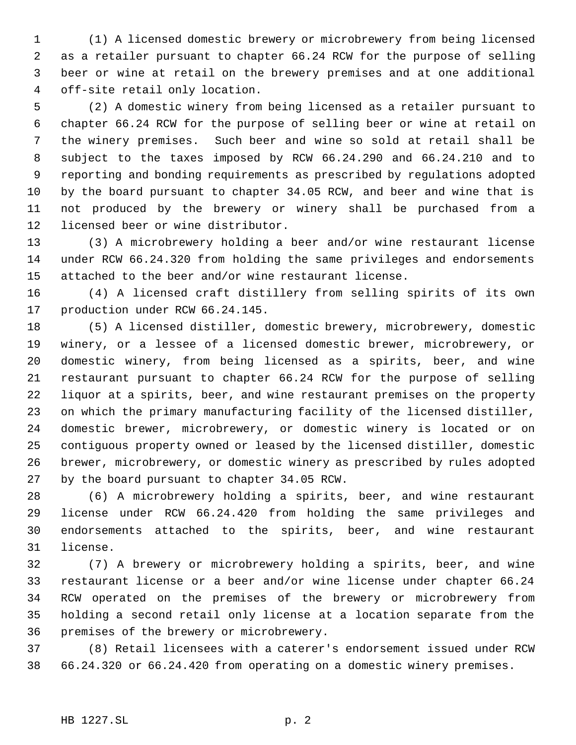(1) A licensed domestic brewery or microbrewery from being licensed as a retailer pursuant to chapter 66.24 RCW for the purpose of selling beer or wine at retail on the brewery premises and at one additional off-site retail only location.

(2) A domestic winery from being licensed as a retailer pursuant to chapter 66.24 RCW for the purpose of selling beer or wine at retail on the winery premises. Such beer and wine so sold at retail shall be subject to the taxes imposed by RCW 66.24.290 and 66.24.210 and to reporting and bonding requirements as prescribed by regulations adopted by the board pursuant to chapter 34.05 RCW, and beer and wine that is not produced by the brewery or winery shall be purchased from a licensed beer or wine distributor.

(3) A microbrewery holding a beer and/or wine restaurant license under RCW 66.24.320 from holding the same privileges and endorsements attached to the beer and/or wine restaurant license.

(4) A licensed craft distillery from selling spirits of its own production under RCW 66.24.145.

(5) A licensed distiller, domestic brewery, microbrewery, domestic winery, or a lessee of a licensed domestic brewer, microbrewery, or domestic winery, from being licensed as a spirits, beer, and wine restaurant pursuant to chapter 66.24 RCW for the purpose of selling liquor at a spirits, beer, and wine restaurant premises on the property on which the primary manufacturing facility of the licensed distiller, domestic brewer, microbrewery, or domestic winery is located or on contiguous property owned or leased by the licensed distiller, domestic brewer, microbrewery, or domestic winery as prescribed by rules adopted by the board pursuant to chapter 34.05 RCW.

(6) A microbrewery holding a spirits, beer, and wine restaurant license under RCW 66.24.420 from holding the same privileges and endorsements attached to the spirits, beer, and wine restaurant license.

(7) A brewery or microbrewery holding a spirits, beer, and wine restaurant license or a beer and/or wine license under chapter 66.24 RCW operated on the premises of the brewery or microbrewery from holding a second retail only license at a location separate from the premises of the brewery or microbrewery.

(8) Retail licensees with a caterer's endorsement issued under RCW 66.24.320 or 66.24.420 from operating on a domestic winery premises.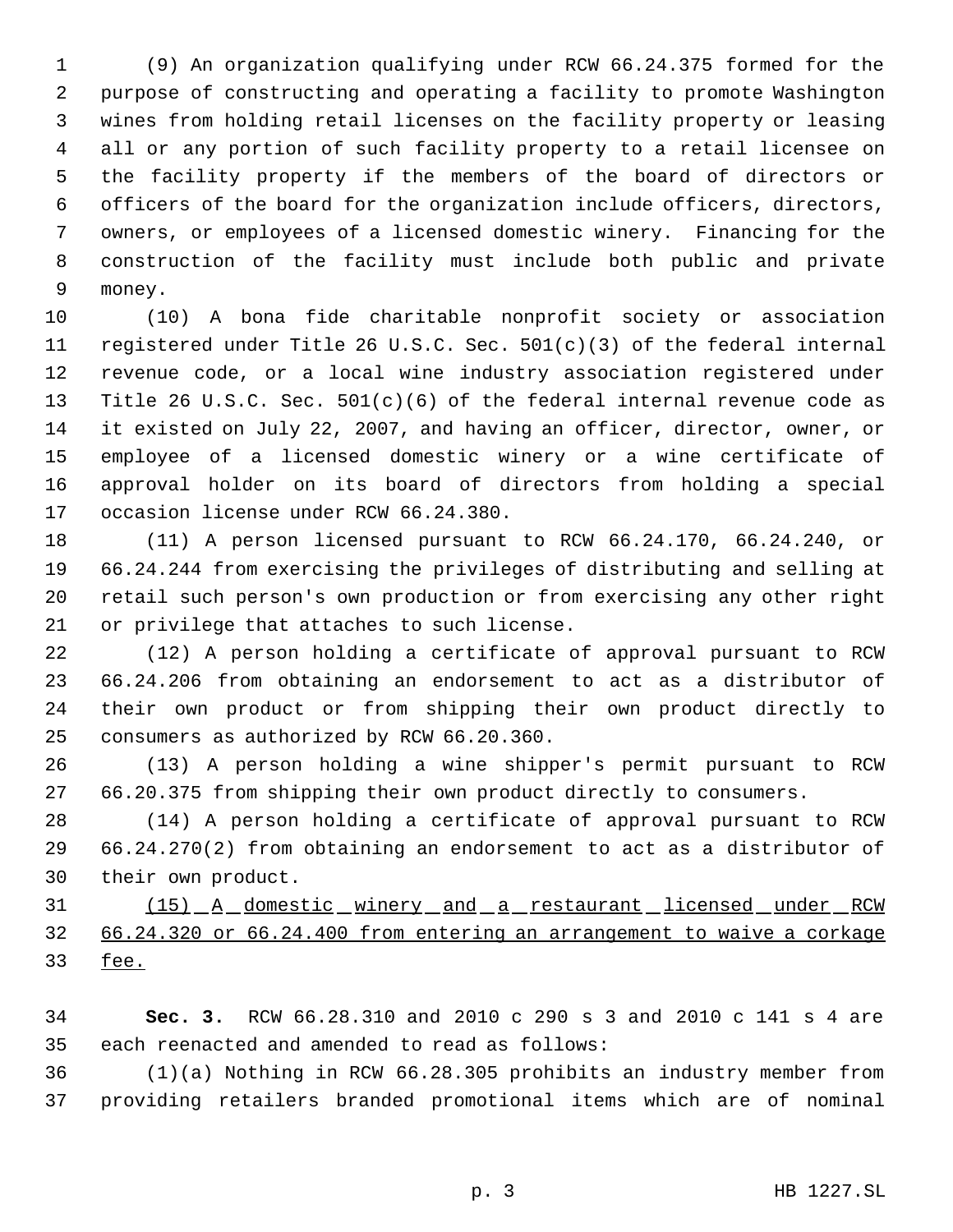(9) An organization qualifying under RCW 66.24.375 formed for the purpose of constructing and operating a facility to promote Washington wines from holding retail licenses on the facility property or leasing all or any portion of such facility property to a retail licensee on the facility property if the members of the board of directors or officers of the board for the organization include officers, directors, owners, or employees of a licensed domestic winery. Financing for the construction of the facility must include both public and private money.

(10) A bona fide charitable nonprofit society or association registered under Title 26 U.S.C. Sec. 501(c)(3) of the federal internal revenue code, or a local wine industry association registered under Title 26 U.S.C. Sec. 501(c)(6) of the federal internal revenue code as it existed on July 22, 2007, and having an officer, director, owner, or employee of a licensed domestic winery or a wine certificate of approval holder on its board of directors from holding a special occasion license under RCW 66.24.380.

(11) A person licensed pursuant to RCW 66.24.170, 66.24.240, or 66.24.244 from exercising the privileges of distributing and selling at retail such person's own production or from exercising any other right or privilege that attaches to such license.

(12) A person holding a certificate of approval pursuant to RCW 66.24.206 from obtaining an endorsement to act as a distributor of their own product or from shipping their own product directly to consumers as authorized by RCW 66.20.360.

(13) A person holding a wine shipper's permit pursuant to RCW 66.20.375 from shipping their own product directly to consumers.

(14) A person holding a certificate of approval pursuant to RCW 66.24.270(2) from obtaining an endorsement to act as a distributor of their own product.

<u>(15) A domestic winery and a restaurant licensed under RCW 66.24.320 or 66.24.400 from entering an arrangement to waive a corkage fee.</u>

**Sec. 3.** RCW 66.28.310 and 2010 c 290 s 3 and 2010 c 141 s 4 are each reenacted and amended to read as follows:

(1)(a) Nothing in RCW 66.28.305 prohibits an industry member from providing retailers branded promotional items which are of nominal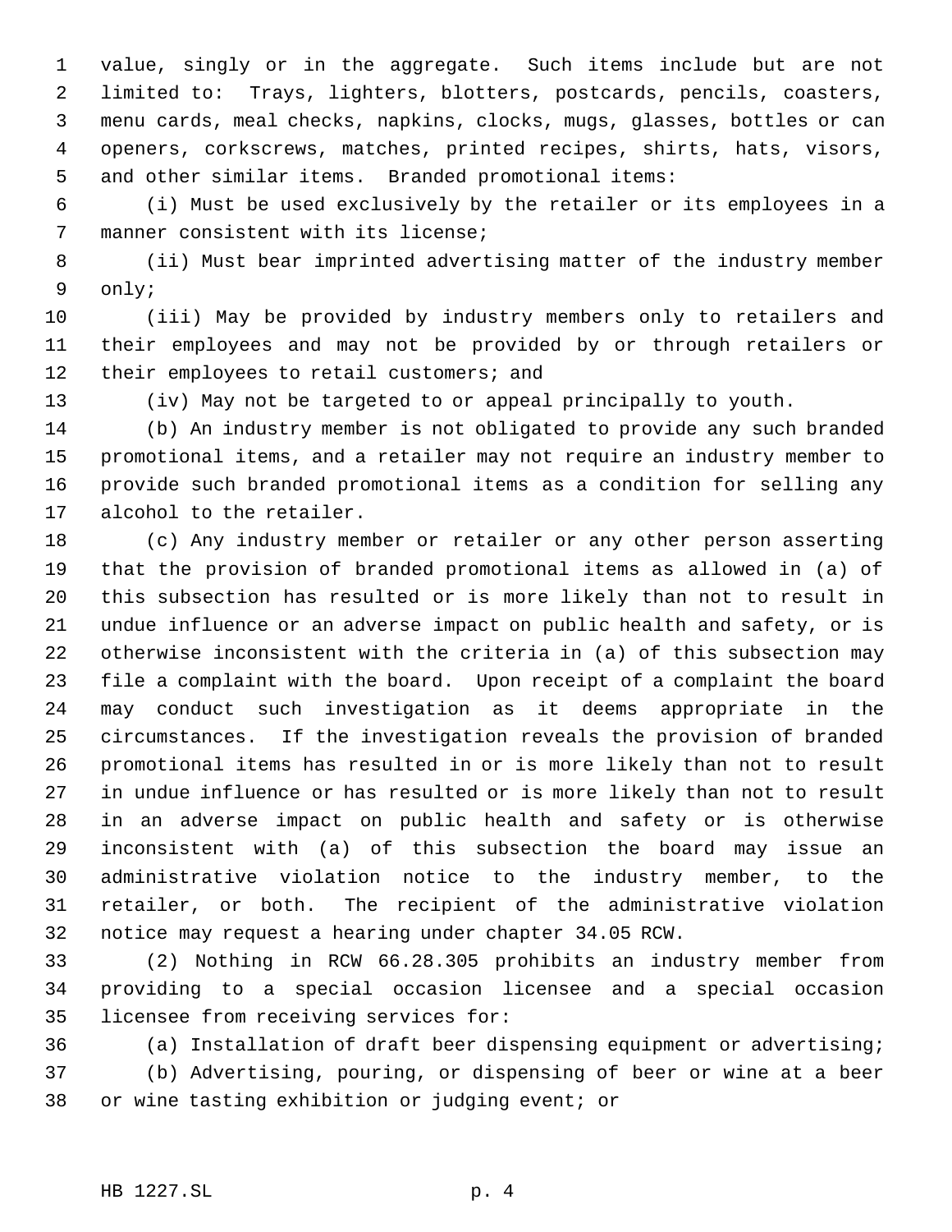value, singly or in the aggregate. Such items include but are not limited to: Trays, lighters, blotters, postcards, pencils, coasters, menu cards, meal checks, napkins, clocks, mugs, glasses, bottles or can openers, corkscrews, matches, printed recipes, shirts, hats, visors, and other similar items. Branded promotional items:

(i) Must be used exclusively by the retailer or its employees in a manner consistent with its license;

(ii) Must bear imprinted advertising matter of the industry member only;

(iii) May be provided by industry members only to retailers and their employees and may not be provided by or through retailers or their employees to retail customers; and

(iv) May not be targeted to or appeal principally to youth.

(b) An industry member is not obligated to provide any such branded promotional items, and a retailer may not require an industry member to provide such branded promotional items as a condition for selling any alcohol to the retailer.

(c) Any industry member or retailer or any other person asserting that the provision of branded promotional items as allowed in (a) of this subsection has resulted or is more likely than not to result in undue influence or an adverse impact on public health and safety, or is otherwise inconsistent with the criteria in (a) of this subsection may file a complaint with the board. Upon receipt of a complaint the board may conduct such investigation as it deems appropriate in the circumstances. If the investigation reveals the provision of branded promotional items has resulted in or is more likely than not to result in undue influence or has resulted or is more likely than not to result in an adverse impact on public health and safety or is otherwise inconsistent with (a) of this subsection the board may issue an administrative violation notice to the industry member, to the retailer, or both. The recipient of the administrative violation notice may request a hearing under chapter 34.05 RCW.

(2) Nothing in RCW 66.28.305 prohibits an industry member from providing to a special occasion licensee and a special occasion licensee from receiving services for:

(a) Installation of draft beer dispensing equipment or advertising;

(b) Advertising, pouring, or dispensing of beer or wine at a beer or wine tasting exhibition or judging event; or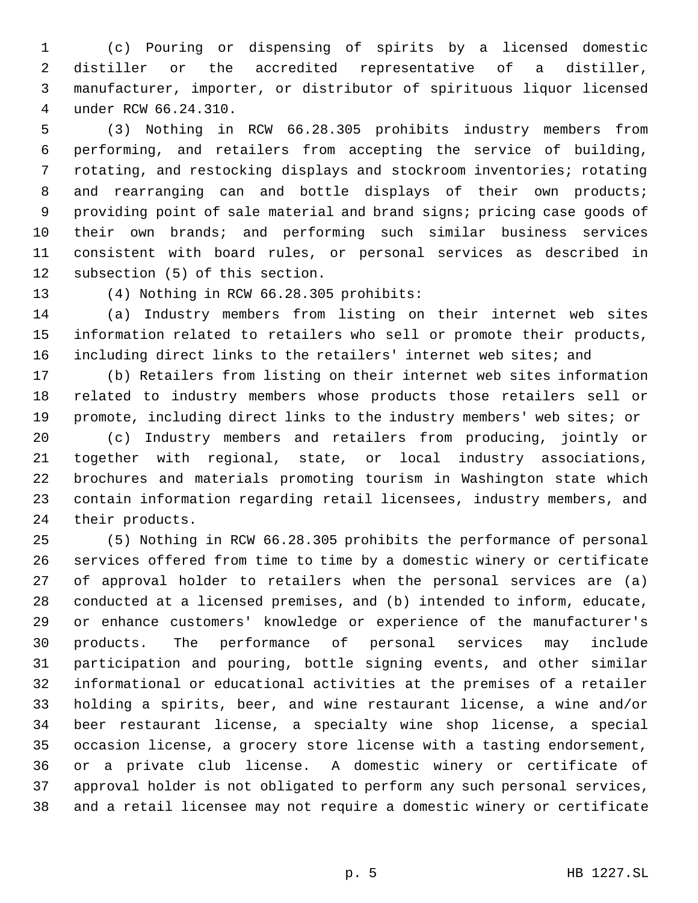(c) Pouring or dispensing of spirits by a licensed domestic distiller or the accredited representative of a distiller, manufacturer, importer, or distributor of spirituous liquor licensed under RCW 66.24.310.

(3) Nothing in RCW 66.28.305 prohibits industry members from performing, and retailers from accepting the service of building, rotating, and restocking displays and stockroom inventories; rotating and rearranging can and bottle displays of their own products; providing point of sale material and brand signs; pricing case goods of their own brands; and performing such similar business services consistent with board rules, or personal services as described in subsection (5) of this section.

(4) Nothing in RCW 66.28.305 prohibits:

(a) Industry members from listing on their internet web sites information related to retailers who sell or promote their products, including direct links to the retailers' internet web sites; and

(b) Retailers from listing on their internet web sites information related to industry members whose products those retailers sell or promote, including direct links to the industry members' web sites; or

(c) Industry members and retailers from producing, jointly or together with regional, state, or local industry associations, brochures and materials promoting tourism in Washington state which contain information regarding retail licensees, industry members, and their products.

(5) Nothing in RCW 66.28.305 prohibits the performance of personal services offered from time to time by a domestic winery or certificate of approval holder to retailers when the personal services are (a) conducted at a licensed premises, and (b) intended to inform, educate, or enhance customers' knowledge or experience of the manufacturer's products. The performance of personal services may include participation and pouring, bottle signing events, and other similar informational or educational activities at the premises of a retailer holding a spirits, beer, and wine restaurant license, a wine and/or beer restaurant license, a specialty wine shop license, a special occasion license, a grocery store license with a tasting endorsement, or a private club license. A domestic winery or certificate of approval holder is not obligated to perform any such personal services, and a retail licensee may not require a domestic winery or certificate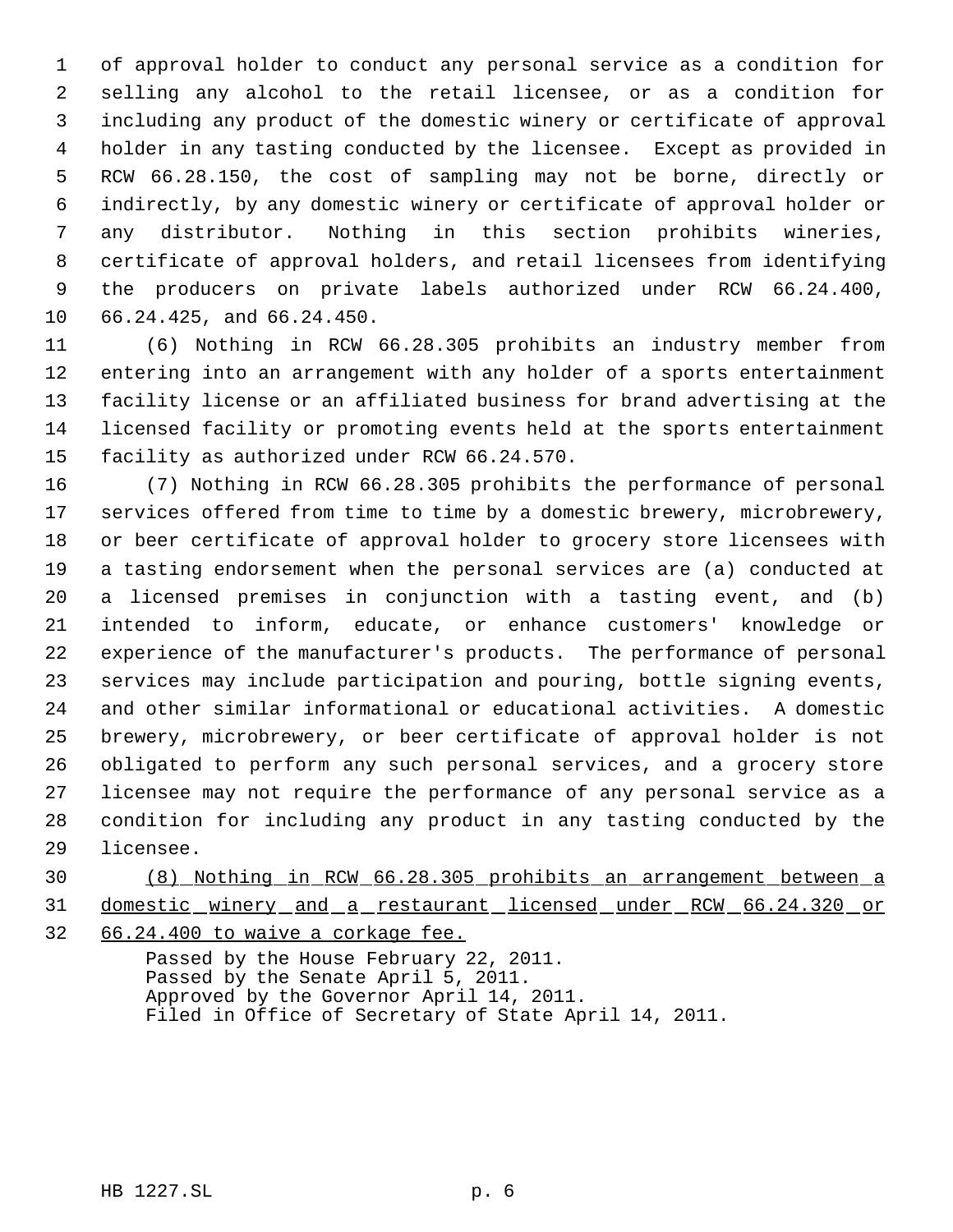of approval holder to conduct any personal service as a condition for selling any alcohol to the retail licensee, or as a condition for including any product of the domestic winery or certificate of approval holder in any tasting conducted by the licensee. Except as provided in RCW 66.28.150, the cost of sampling may not be borne, directly or indirectly, by any domestic winery or certificate of approval holder or any distributor. Nothing in this section prohibits wineries, certificate of approval holders, and retail licensees from identifying the producers on private labels authorized under RCW 66.24.400, 66.24.425, and 66.24.450.

(6) Nothing in RCW 66.28.305 prohibits an industry member from entering into an arrangement with any holder of a sports entertainment facility license or an affiliated business for brand advertising at the licensed facility or promoting events held at the sports entertainment facility as authorized under RCW 66.24.570.

(7) Nothing in RCW 66.28.305 prohibits the performance of personal services offered from time to time by a domestic brewery, microbrewery, or beer certificate of approval holder to grocery store licensees with a tasting endorsement when the personal services are (a) conducted at a licensed premises in conjunction with a tasting event, and (b) intended to inform, educate, or enhance customers' knowledge or experience of the manufacturer's products. The performance of personal services may include participation and pouring, bottle signing events, and other similar informational or educational activities. A domestic brewery, microbrewery, or beer certificate of approval holder is not obligated to perform any such personal services, and a grocery store licensee may not require the performance of any personal service as a condition for including any product in any tasting conducted by the licensee.

<u>(8) Nothing in RCW 66.28.305 prohibits an arrangement between a domestic winery and a restaurant licensed under RCW 66.24.320 or 66.24.400 to waive a corkage fee.</u>

Passed by the House February 22, 2011.
Passed by the Senate April 5, 2011.
Approved by the Governor April 14, 2011.
Filed in Office of Secretary of State April 14, 2011.